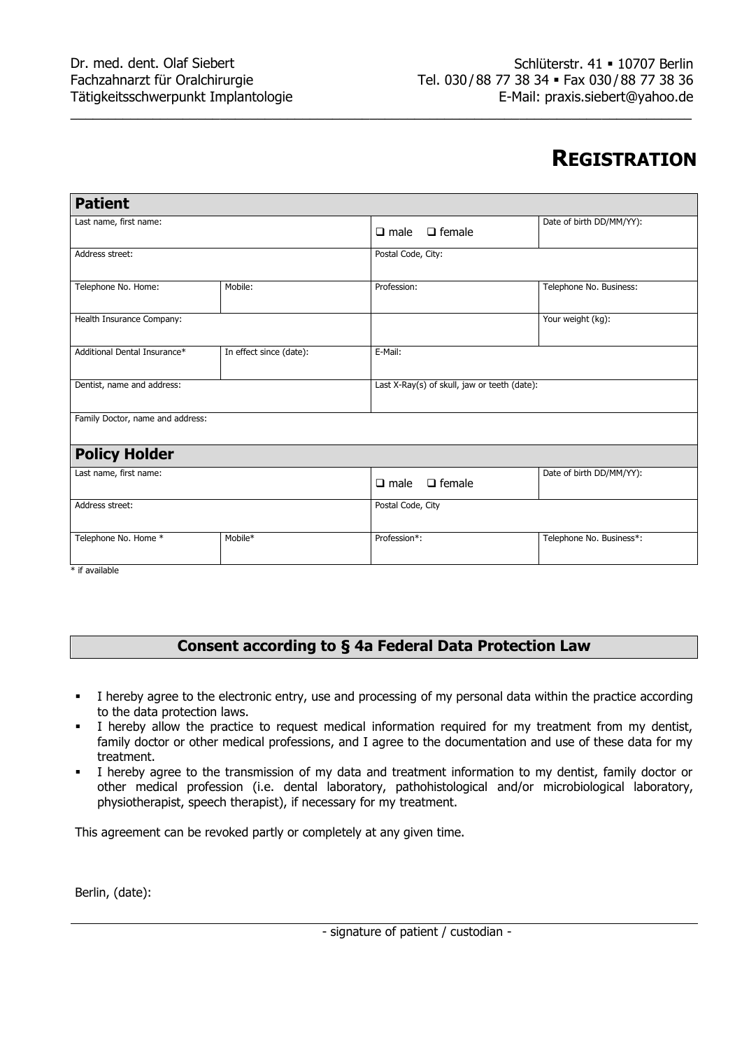Dr. med. dent. Olaf Siebert
Fachzahnarzt für Oralchirurgie
Tätigkeitsschwerpunkt Implantologie

Schlüterstr. 41 ▪ 10707 Berlin
Tel. 030 / 88 77 38 34 ▪ Fax 030 / 88 77 38 36
E-Mail: praxis.siebert@yahoo.de

# REGISTRATION

| **Patient** | | | |
|---|---|---|---|
| Last name, first name: | | ❑ male ❑ female | Date of birth DD/MM/YY): |
| Address street: | | Postal Code, City: | |
| Telephone No. Home: | Mobile: | Profession: | Telephone No. Business: |
| Health Insurance Company: | | | Your weight (kg): |
| Additional Dental Insurance* | In effect since (date): | E-Mail: | |
| Dentist, name and address: | | Last X-Ray(s) of skull, jaw or teeth (date): | |
| Family Doctor, name and address: | | | |
| **Policy Holder** | | | |
| Last name, first name: | | ❑ male ❑ female | Date of birth DD/MM/YY): |
| Address street: | | Postal Code, City | |
| Telephone No. Home * | Mobile* | Profession*: | Telephone No. Business*: |

\* if available

## Consent according to § 4a Federal Data Protection Law

- I hereby agree to the electronic entry, use and processing of my personal data within the practice according to the data protection laws.
- I hereby allow the practice to request medical information required for my treatment from my dentist, family doctor or other medical professions, and I agree to the documentation and use of these data for my treatment.
- I hereby agree to the transmission of my data and treatment information to my dentist, family doctor or other medical profession (i.e. dental laboratory, pathohistological and/or microbiological laboratory, physiotherapist, speech therapist), if necessary for my treatment.

This agreement can be revoked partly or completely at any given time.

Berlin, (date):

- signature of patient / custodian -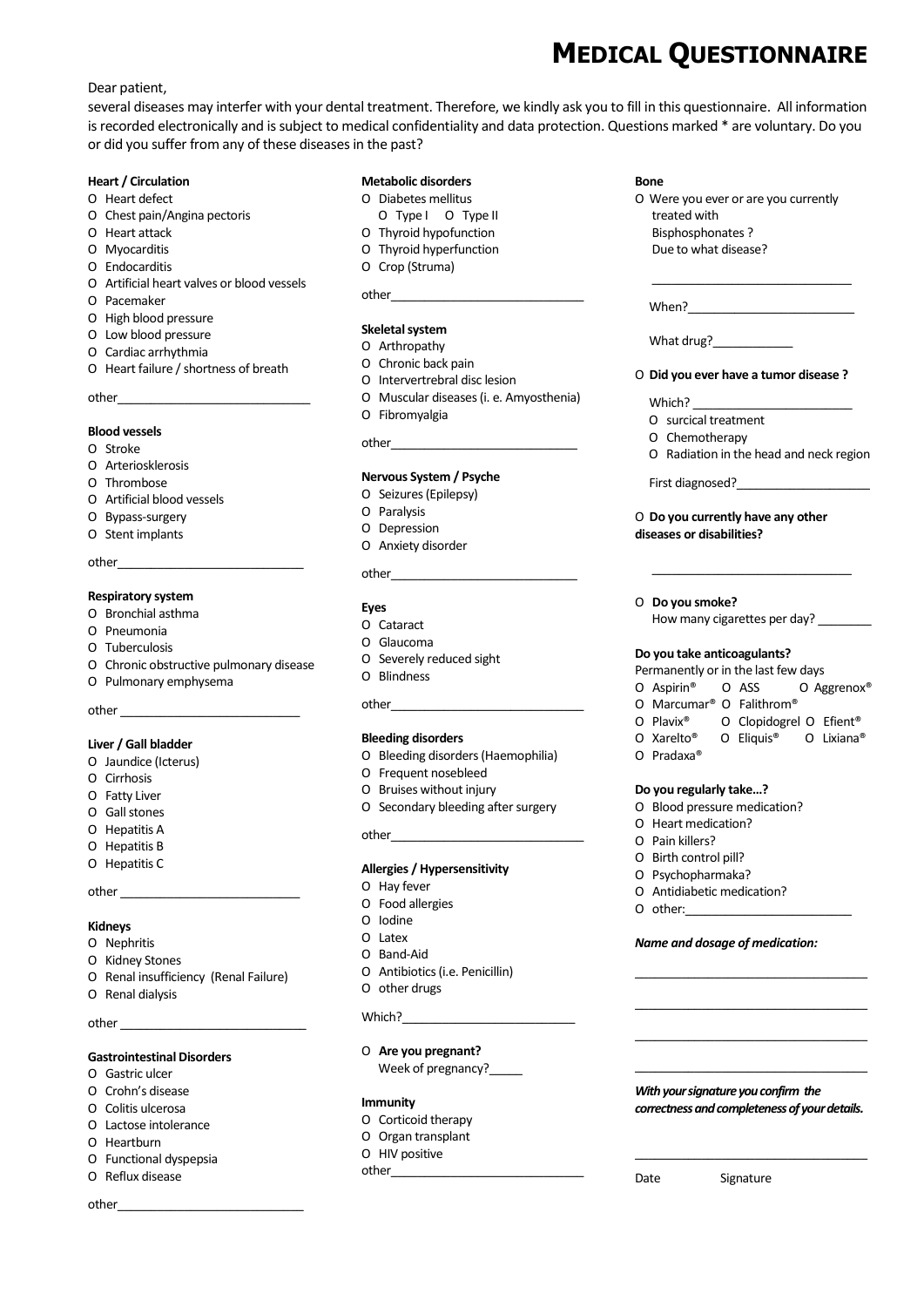# MEDICAL QUESTIONNAIRE

Dear patient,

several diseases may interfer with your dental treatment. Therefore, we kindly ask you to fill in this questionnaire. All information is recorded electronically and is subject to medical confidentiality and data protection. Questions marked * are voluntary. Do you or did you suffer from any of these diseases in the past?

**Heart / Circulation**

- O Heart defect
- O Chest pain/Angina pectoris
- O Heart attack
- O Myocarditis
- O Endocarditis
- O Artificial heart valves or blood vessels
- O Pacemaker
- O High blood pressure
- O Low blood pressure
- O Cardiac arrhythmia
- O Heart failure / shortness of breath

other_____________________________

**Blood vessels**

- O Stroke
- O Arteriosklerosis
- O Thrombose
- O Artificial blood vessels
- O Bypass-surgery
- O Stent implants

other___________________________

**Respiratory system**

- O Bronchial asthma
- O Pneumonia
- O Tuberculosis
- O Chronic obstructive pulmonary disease
- O Pulmonary emphysema

other ___________________________

**Liver / Gall bladder**

- O Jaundice (Icterus)
- O Cirrhosis
- O Fatty Liver
- O Gall stones
- O Hepatitis A
- O Hepatitis B
- O Hepatitis C

other ___________________________

**Kidneys**

- O Nephritis
- O Kidney Stones
- O Renal insufficiency (Renal Failure)
- O Renal dialysis

other ____________________________

**Gastrointestinal Disorders**

- O Gastric ulcer
- O Crohn's disease
- O Colitis ulcerosa
- O Lactose intolerance
- O Heartburn
- O Functional dyspepsia
- O Reflux disease

other___________________________

**Metabolic disorders**

- O Diabetes mellitus
  - O Type I O Type II
- O Thyroid hypofunction
- O Thyroid hyperfunction
- O Crop (Struma)

other_____________________________

**Skeletal system**

- O Arthropathy
- O Chronic back pain
- O Intervertrebral disc lesion
- O Muscular diseases (i. e. Amyosthenia)
- O Fibromyalgia

other____________________________

**Nervous System / Psyche**

- O Seizures (Epilepsy)
- O Paralysis
- O Depression
- O Anxiety disorder

other____________________________

**Eyes**

- O Cataract
- O Glaucoma
- O Severely reduced sight
- O Blindness

other_____________________________

**Bleeding disorders**

- O Bleeding disorders (Haemophilia)
- O Frequent nosebleed
- O Bruises without injury
- O Secondary bleeding after surgery

other_____________________________

**Allergies / Hypersensitivity**

- O Hay fever
- O Food allergies
- O Iodine
- O Latex
- O Band-Aid
- O Antibiotics (i.e. Penicillin)
- O other drugs

Which?__________________________

O **Are you pregnant?**
Week of pregnancy?_____

**Immunity**

- O Corticoid therapy
- O Organ transplant
- O HIV positive

other_____________________________

**Bone**

O Were you ever or are you currently treated with Bisphosphonates ? Due to what disease?

______________________________

When?_________________________

What drug?____________

O **Did you ever have a tumor disease ?**

Which? ________________________

- O surcical treatment
- O Chemotherapy
- O Radiation in the head and neck region

First diagnosed?____________________

O **Do you currently have any other diseases or disabilities?**

______________________________

O **Do you smoke?**
How many cigarettes per day? ________

**Do you take anticoagulants?**

Permanently or in the last few days

- O Aspirin® O ASS O Aggrenox®
- O Marcumar® O Falithrom®
- O Plavix® O Clopidogrel O Efient®
- O Xarelto® O Eliquis® O Lixiana®
- O Pradaxa®

**Do you regularly take…?**

- O Blood pressure medication?
- O Heart medication?
- O Pain killers?
- O Birth control pill?
- O Psychopharmaka?
- O Antidiabetic medication?
- O other:________________________

***Name and dosage of medication:***

___________________________________

___________________________________

___________________________________

___________________________________

***With your signature you confirm the correctness and completeness of your details.***

___________________________________

Date Signature